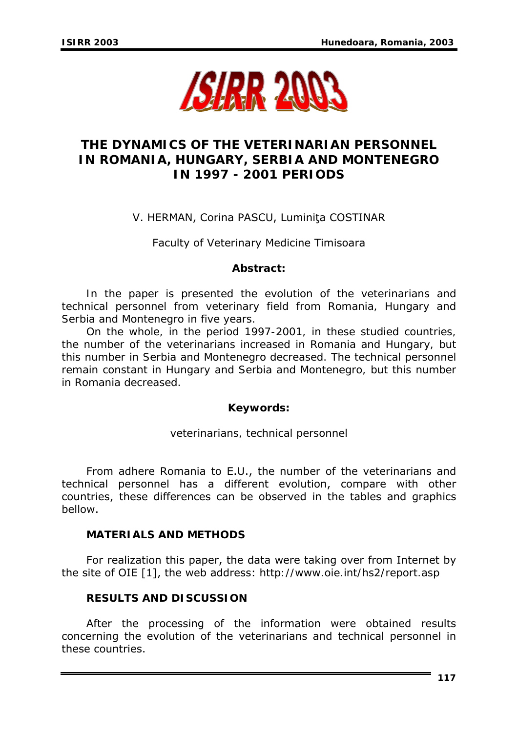# THE DYNAMICS OF THE VETERINARIAN PERSONNEL IN ROMANIA, HUNGARY, SERBIA AND MONTENEGRO IN 1997 - 2001 PERIODS

V. HERMAN, Corina PASCU, Luminiţa COSTINAR

Faculty of Veterinary Medicine Timisoara

**Abstract:**

In the paper is presented the evolution of the veterinarians and technical personnel from veterinary field from Romania, Hungary and Serbia and Montenegro in five years.

On the whole, in the period 1997-2001, in these studied countries, the number of the veterinarians increased in Romania and Hungary, but this number in Serbia and Montenegro decreased. The technical personnel remain constant in Hungary and Serbia and Montenegro, but this number in Romania decreased.

**Keywords:**

veterinarians, technical personnel

From adhere Romania to E.U., the number of the veterinarians and technical personnel has a different evolution, compare with other countries, these differences can be observed in the tables and graphics bellow.

## MATERIALS AND METHODS

For realization this paper, the data were taking over from Internet by the site of OIE [1], the web address: http://www.oie.int/hs2/report.asp

## RESULTS AND DISCUSSION

After the processing of the information were obtained results concerning the evolution of the veterinarians and technical personnel in these countries.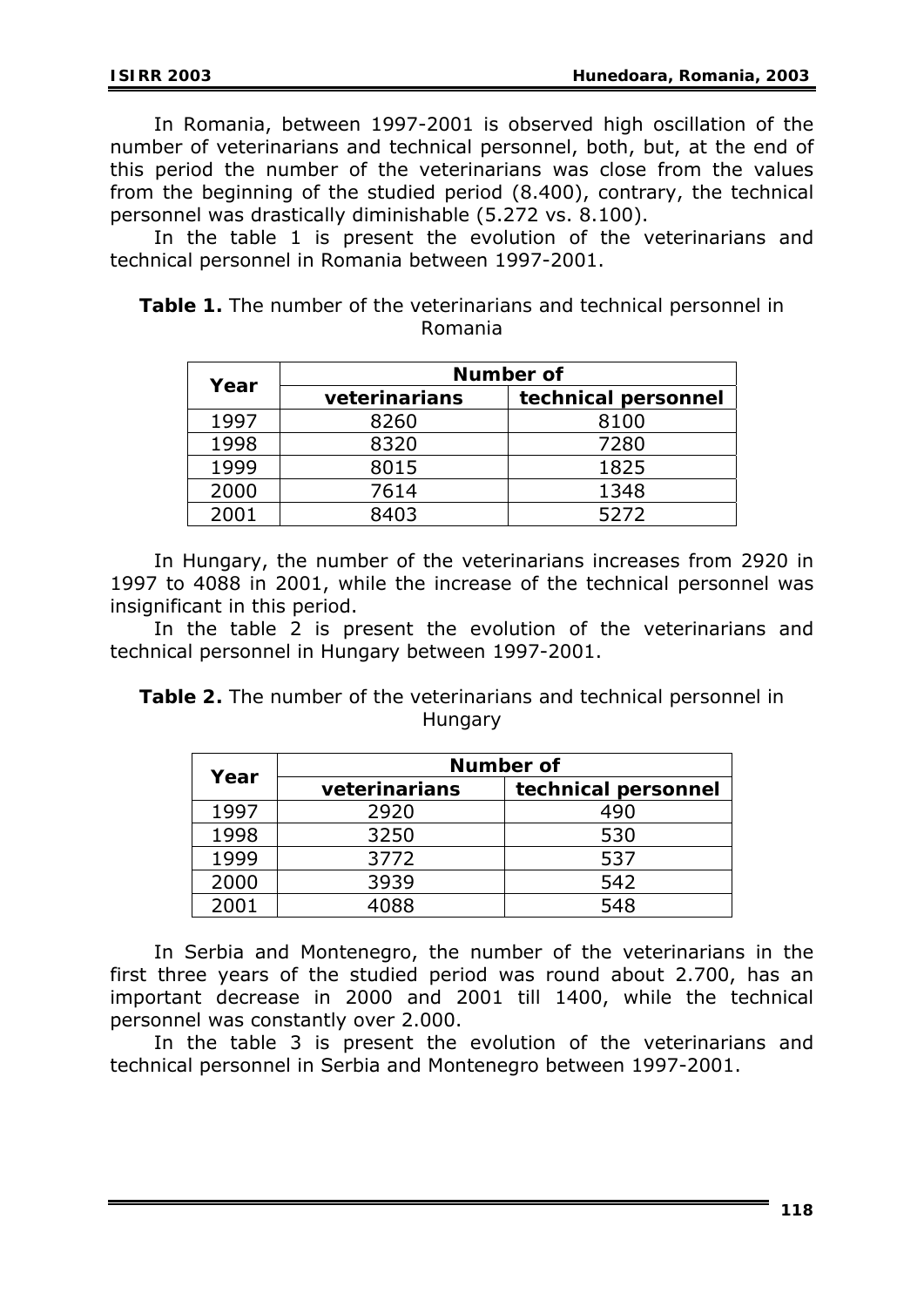In Romania, between 1997-2001 is observed high oscillation of the number of veterinarians and technical personnel, both, but, at the end of this period the number of the veterinarians was close from the values from the beginning of the studied period (8.400), contrary, the technical personnel was drastically diminishable (5.272 vs. 8.100).

In the table 1 is present the evolution of the veterinarians and technical personnel in Romania between 1997-2001.

**Table 1.** The number of the veterinarians and technical personnel in Romania

| Year | Number of | |
|---|---|---|
| | **veterinarians** | **technical personnel** |
| 1997 | 8260 | 8100 |
| 1998 | 8320 | 7280 |
| 1999 | 8015 | 1825 |
| 2000 | 7614 | 1348 |
| 2001 | 8403 | 5272 |

In Hungary, the number of the veterinarians increases from 2920 in 1997 to 4088 in 2001, while the increase of the technical personnel was insignificant in this period.

In the table 2 is present the evolution of the veterinarians and technical personnel in Hungary between 1997-2001.

**Table 2.** The number of the veterinarians and technical personnel in Hungary

| Year | Number of | |
|---|---|---|
| | **veterinarians** | **technical personnel** |
| 1997 | 2920 | 490 |
| 1998 | 3250 | 530 |
| 1999 | 3772 | 537 |
| 2000 | 3939 | 542 |
| 2001 | 4088 | 548 |

In Serbia and Montenegro, the number of the veterinarians in the first three years of the studied period was round about 2.700, has an important decrease in 2000 and 2001 till 1400, while the technical personnel was constantly over 2.000.

In the table 3 is present the evolution of the veterinarians and technical personnel in Serbia and Montenegro between 1997-2001.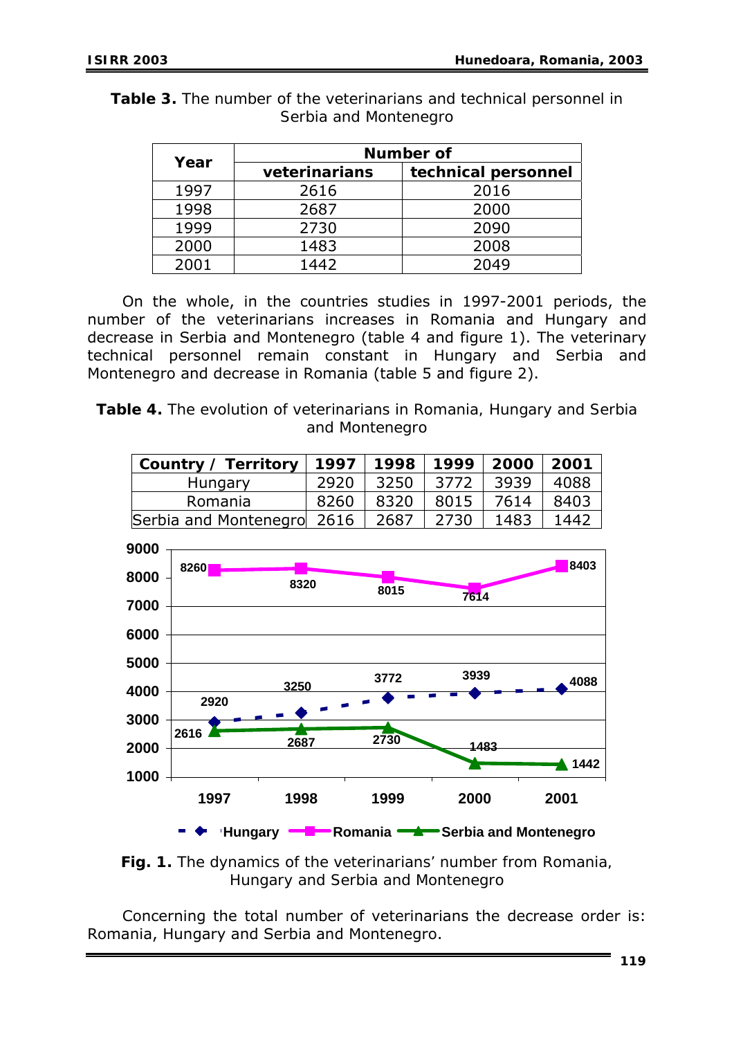**Table 3.** The number of the veterinarians and technical personnel in Serbia and Montenegro

| Year | Number of | |
|---|---|---|
| | veterinarians | technical personnel |
| 1997 | 2616 | 2016 |
| 1998 | 2687 | 2000 |
| 1999 | 2730 | 2090 |
| 2000 | 1483 | 2008 |
| 2001 | 1442 | 2049 |

On the whole, in the countries studies in 1997-2001 periods, the number of the veterinarians increases in Romania and Hungary and decrease in Serbia and Montenegro (table 4 and figure 1). The veterinary technical personnel remain constant in Hungary and Serbia and Montenegro and decrease in Romania (table 5 and figure 2).

**Table 4.** The evolution of veterinarians in Romania, Hungary and Serbia and Montenegro

| Country / Territory | 1997 | 1998 | 1999 | 2000 | 2001 |
|---|---|---|---|---|---|
| Hungary | 2920 | 3250 | 3772 | 3939 | 4088 |
| Romania | 8260 | 8320 | 8015 | 7614 | 8403 |
| Serbia and Montenegro | 2616 | 2687 | 2730 | 1483 | 1442 |

**Fig. 1.** The dynamics of the veterinarians' number from Romania, Hungary and Serbia and Montenegro

Concerning the total number of veterinarians the decrease order is: Romania, Hungary and Serbia and Montenegro.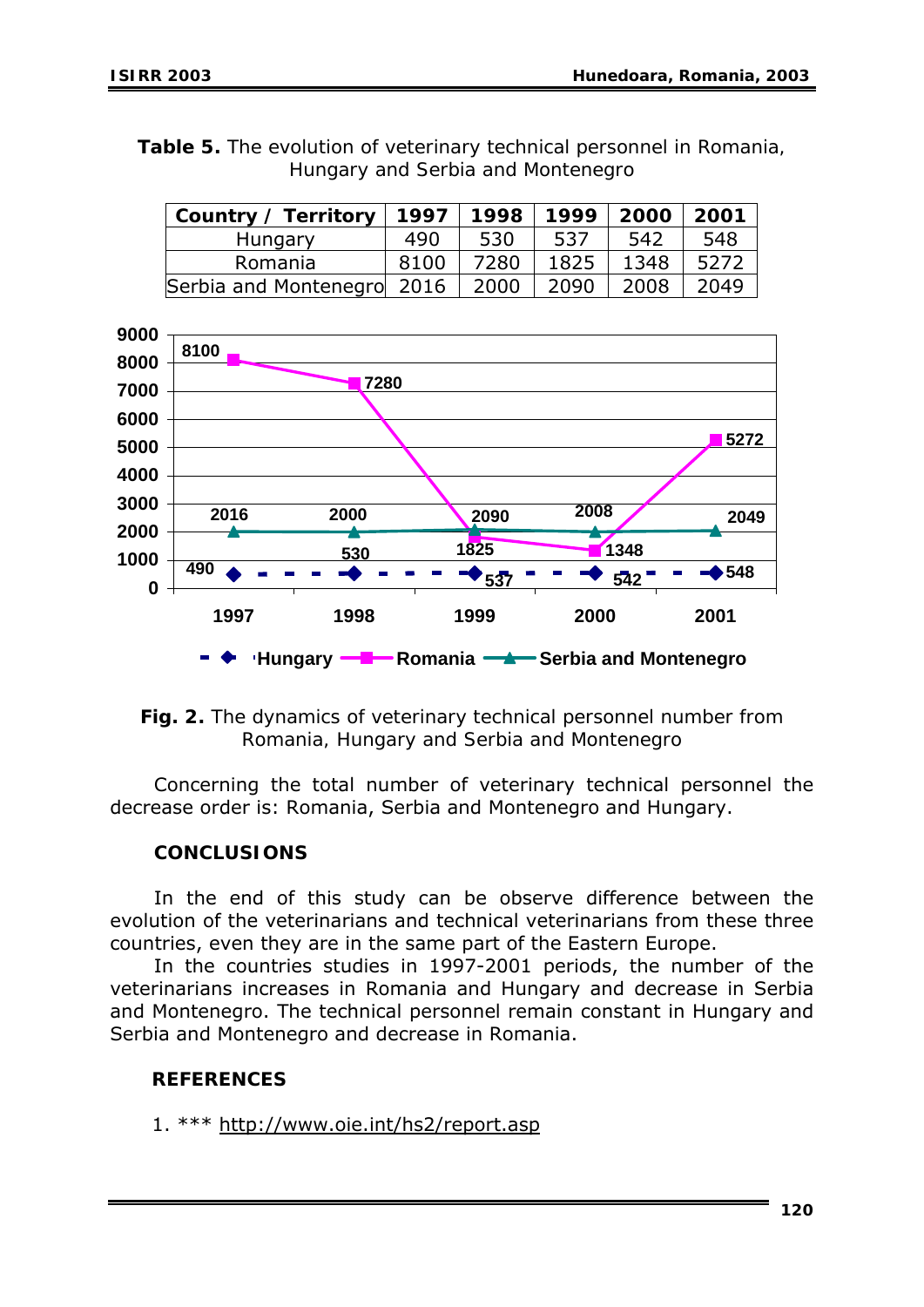**Table 5.** The evolution of veterinary technical personnel in Romania, Hungary and Serbia and Montenegro

| Country / Territory | 1997 | 1998 | 1999 | 2000 | 2001 |
|---|---|---|---|---|---|
| Hungary | 490 | 530 | 537 | 542 | 548 |
| Romania | 8100 | 7280 | 1825 | 1348 | 5272 |
| Serbia and Montenegro | 2016 | 2000 | 2090 | 2008 | 2049 |

9000
8000
7000
6000
5000
4000
3000
2000
1000
0

8100
7280
5272
2016
2000
2090
2008
2049
1825
1348
490
530
537
542
548

1997
1998
1999
2000
2001

Hungary
Romania
Serbia and Montenegro

**Fig. 2.** The dynamics of veterinary technical personnel number from Romania, Hungary and Serbia and Montenegro

Concerning the total number of veterinary technical personnel the decrease order is: Romania, Serbia and Montenegro and Hungary.

## CONCLUSIONS

In the end of this study can be observe difference between the evolution of the veterinarians and technical veterinarians from these three countries, even they are in the same part of the Eastern Europe.

In the countries studies in 1997-2001 periods, the number of the veterinarians increases in Romania and Hungary and decrease in Serbia and Montenegro. The technical personnel remain constant in Hungary and Serbia and Montenegro and decrease in Romania.

## REFERENCES

1. *** http://www.oie.int/hs2/report.asp